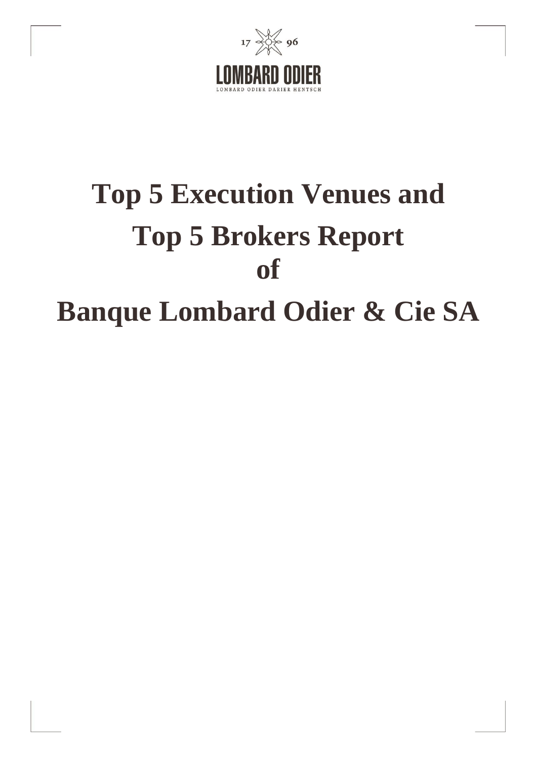17 96

LOMBARD ODIER

LOMBARD ODIER DARIER HENTSCH

# Top 5 Execution Venues and Top 5 Brokers Report of Banque Lombard Odier & Cie SA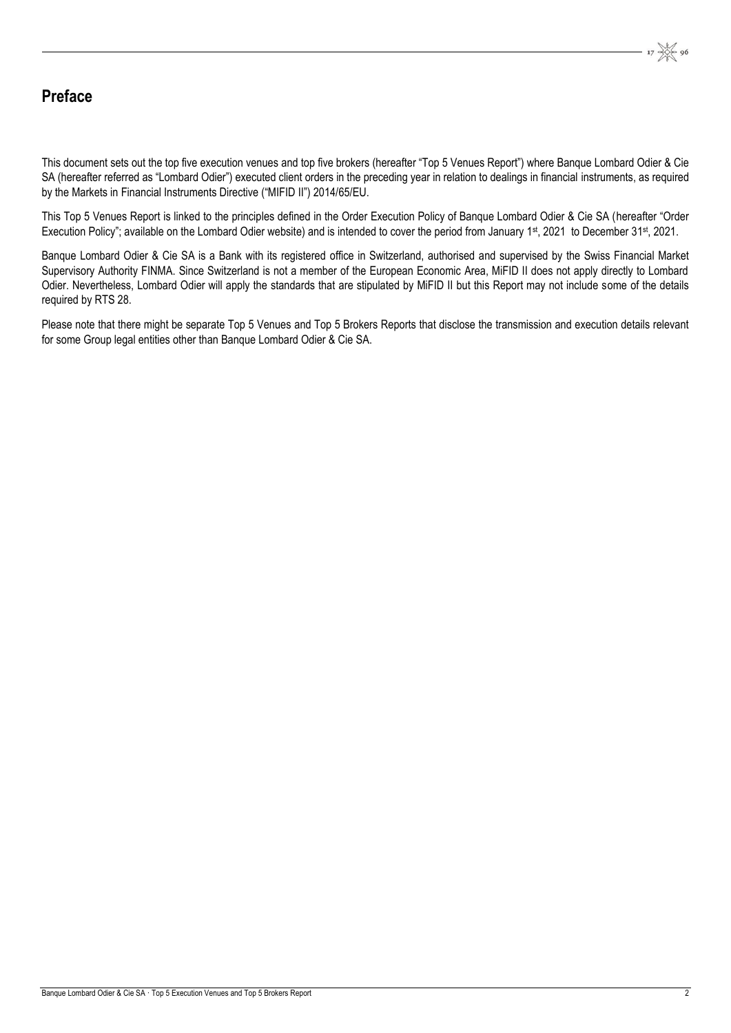## Preface

This document sets out the top five execution venues and top five brokers (hereafter "Top 5 Venues Report") where Banque Lombard Odier & Cie SA (hereafter referred as "Lombard Odier") executed client orders in the preceding year in relation to dealings in financial instruments, as required by the Markets in Financial Instruments Directive ("MIFID II") 2014/65/EU.

This Top 5 Venues Report is linked to the principles defined in the Order Execution Policy of Banque Lombard Odier & Cie SA (hereafter "Order Execution Policy"; available on the Lombard Odier website) and is intended to cover the period from January 1st, 2021 to December 31st, 2021.

Banque Lombard Odier & Cie SA is a Bank with its registered office in Switzerland, authorised and supervised by the Swiss Financial Market Supervisory Authority FINMA. Since Switzerland is not a member of the European Economic Area, MiFID II does not apply directly to Lombard Odier. Nevertheless, Lombard Odier will apply the standards that are stipulated by MiFID II but this Report may not include some of the details required by RTS 28.

Please note that there might be separate Top 5 Venues and Top 5 Brokers Reports that disclose the transmission and execution details relevant for some Group legal entities other than Banque Lombard Odier & Cie SA.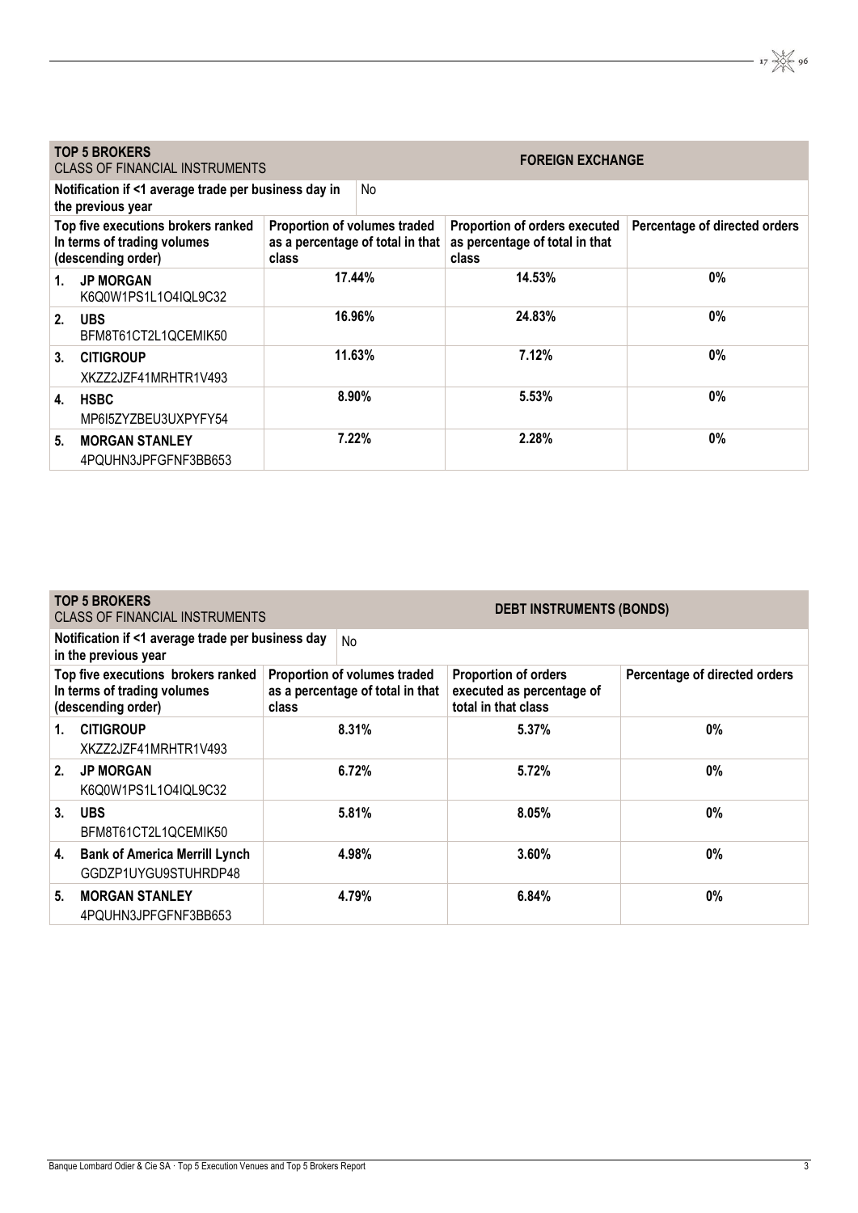| **TOP 5 BROKERS**<br>CLASS OF FINANCIAL INSTRUMENTS | **FOREIGN EXCHANGE** | | |
|---|---|---|---|
| **Notification if <1 average trade per business day in the previous year** | No | | |
| **Top five executions brokers ranked In terms of trading volumes (descending order)** | **Proportion of volumes traded as a percentage of total in that class** | **Proportion of orders executed as percentage of total in that class** | **Percentage of directed orders** |
| **1. JP MORGAN**<br>K6Q0W1PS1L1O4IQL9C32 | **17.44%** | **14.53%** | **0%** |
| **2. UBS**<br>BFM8T61CT2L1QCEMIK50 | **16.96%** | **24.83%** | **0%** |
| **3. CITIGROUP**<br>XKZZ2JZF41MRHTR1V493 | **11.63%** | **7.12%** | **0%** |
| **4. HSBC**<br>MP6I5ZYZBEU3UXPYFY54 | **8.90%** | **5.53%** | **0%** |
| **5. MORGAN STANLEY**<br>4PQUHN3JPFGFNF3BB653 | **7.22%** | **2.28%** | **0%** |

| **TOP 5 BROKERS**<br>CLASS OF FINANCIAL INSTRUMENTS | **DEBT INSTRUMENTS (BONDS)** | | |
|---|---|---|---|
| **Notification if <1 average trade per business day in the previous year** | No | | |
| **Top five executions brokers ranked In terms of trading volumes (descending order)** | **Proportion of volumes traded as a percentage of total in that class** | **Proportion of orders executed as percentage of total in that class** | **Percentage of directed orders** |
| **1. CITIGROUP**<br>XKZZ2JZF41MRHTR1V493 | **8.31%** | **5.37%** | **0%** |
| **2. JP MORGAN**<br>K6Q0W1PS1L1O4IQL9C32 | **6.72%** | **5.72%** | **0%** |
| **3. UBS**<br>BFM8T61CT2L1QCEMIK50 | **5.81%** | **8.05%** | **0%** |
| **4. Bank of America Merrill Lynch**<br>GGDZP1UYGU9STUHRDP48 | **4.98%** | **3.60%** | **0%** |
| **5. MORGAN STANLEY**<br>4PQUHN3JPFGFNF3BB653 | **4.79%** | **6.84%** | **0%** |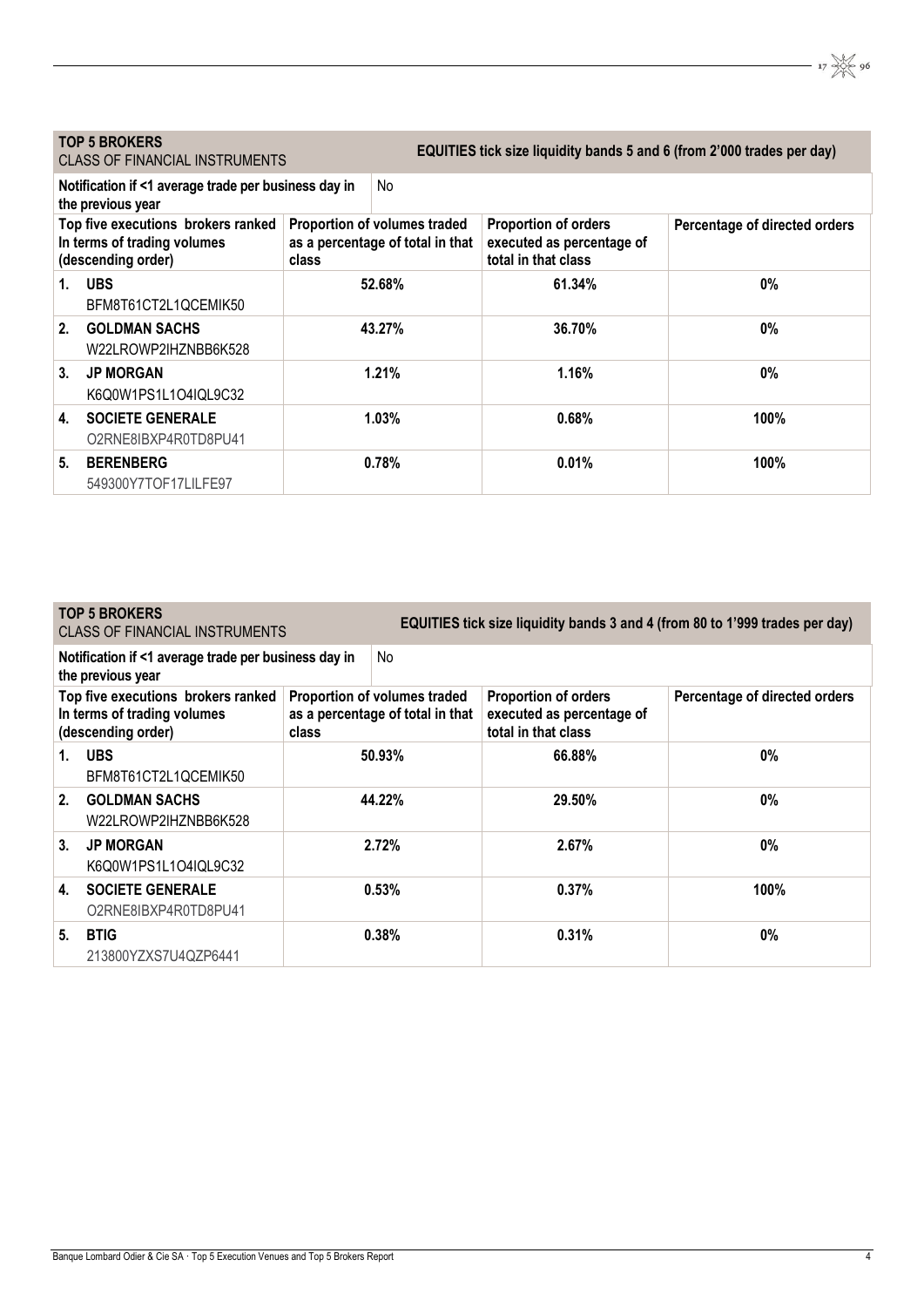| **TOP 5 BROKERS** CLASS OF FINANCIAL INSTRUMENTS | | **EQUITIES tick size liquidity bands 5 and 6 (from 2'000 trades per day)** | |
|---|---|---|---|
| **Notification if <1 average trade per business day in the previous year** | No | | |
| **Top five executions brokers ranked In terms of trading volumes (descending order)** | **Proportion of volumes traded as a percentage of total in that class** | **Proportion of orders executed as percentage of total in that class** | **Percentage of directed orders** |
| **1. UBS** BFM8T61CT2L1QCEMIK50 | **52.68%** | **61.34%** | **0%** |
| **2. GOLDMAN SACHS** W22LROWP2IHZNBB6K528 | **43.27%** | **36.70%** | **0%** |
| **3. JP MORGAN** K6Q0W1PS1L1O4IQL9C32 | **1.21%** | **1.16%** | **0%** |
| **4. SOCIETE GENERALE** O2RNE8IBXP4R0TD8PU41 | **1.03%** | **0.68%** | **100%** |
| **5. BERENBERG** 549300Y7TOF17LILFE97 | **0.78%** | **0.01%** | **100%** |

| **TOP 5 BROKERS** CLASS OF FINANCIAL INSTRUMENTS | | **EQUITIES tick size liquidity bands 3 and 4 (from 80 to 1'999 trades per day)** | |
|---|---|---|---|
| **Notification if <1 average trade per business day in the previous year** | No | | |
| **Top five executions brokers ranked In terms of trading volumes (descending order)** | **Proportion of volumes traded as a percentage of total in that class** | **Proportion of orders executed as percentage of total in that class** | **Percentage of directed orders** |
| **1. UBS** BFM8T61CT2L1QCEMIK50 | **50.93%** | **66.88%** | **0%** |
| **2. GOLDMAN SACHS** W22LROWP2IHZNBB6K528 | **44.22%** | **29.50%** | **0%** |
| **3. JP MORGAN** K6Q0W1PS1L1O4IQL9C32 | **2.72%** | **2.67%** | **0%** |
| **4. SOCIETE GENERALE** O2RNE8IBXP4R0TD8PU41 | **0.53%** | **0.37%** | **100%** |
| **5. BTIG** 213800YZXS7U4QZP6441 | **0.38%** | **0.31%** | **0%** |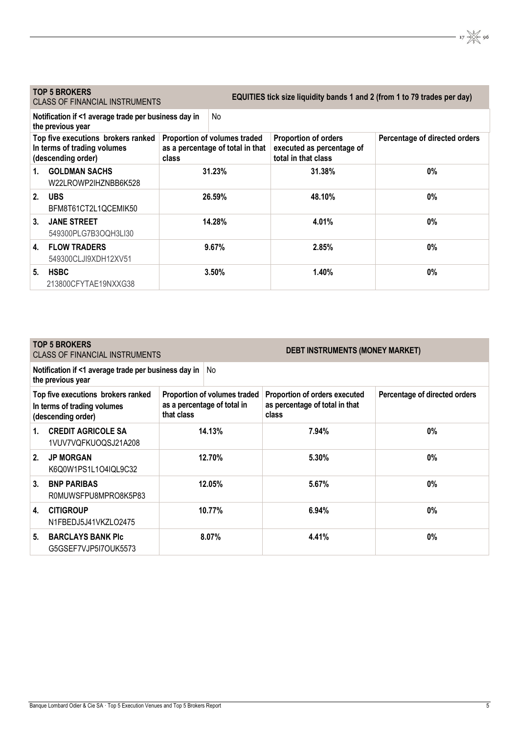| **TOP 5 BROKERS** CLASS OF FINANCIAL INSTRUMENTS | | **EQUITIES tick size liquidity bands 1 and 2 (from 1 to 79 trades per day)** | |
|---|---|---|---|
| **Notification if <1 average trade per business day in the previous year** | No | | |
| **Top five executions brokers ranked In terms of trading volumes (descending order)** | **Proportion of volumes traded as a percentage of total in that class** | **Proportion of orders executed as percentage of total in that class** | **Percentage of directed orders** |
| **1. GOLDMAN SACHS** W22LROWP2IHZNBB6K528 | **31.23%** | **31.38%** | **0%** |
| **2. UBS** BFM8T61CT2L1QCEMIK50 | **26.59%** | **48.10%** | **0%** |
| **3. JANE STREET** 549300PLG7B3OQH3LI30 | **14.28%** | **4.01%** | **0%** |
| **4. FLOW TRADERS** 549300CLJI9XDH12XV51 | **9.67%** | **2.85%** | **0%** |
| **5. HSBC** 213800CFYTAE19NXXG38 | **3.50%** | **1.40%** | **0%** |

| **TOP 5 BROKERS** CLASS OF FINANCIAL INSTRUMENTS | | **DEBT INSTRUMENTS (MONEY MARKET)** | |
|---|---|---|---|
| **Notification if <1 average trade per business day in the previous year** | No | | |
| **Top five executions brokers ranked In terms of trading volumes (descending order)** | **Proportion of volumes traded as a percentage of total in that class** | **Proportion of orders executed as percentage of total in that class** | **Percentage of directed orders** |
| **1. CREDIT AGRICOLE SA** 1VUV7VQFKUOQSJ21A208 | **14.13%** | **7.94%** | **0%** |
| **2. JP MORGAN** K6Q0W1PS1L1O4IQL9C32 | **12.70%** | **5.30%** | **0%** |
| **3. BNP PARIBAS** R0MUWSFPU8MPRO8K5P83 | **12.05%** | **5.67%** | **0%** |
| **4. CITIGROUP** N1FBEDJ5J41VKZLO2475 | **10.77%** | **6.94%** | **0%** |
| **5. BARCLAYS BANK Plc** G5GSEF7VJP5I7OUK5573 | **8.07%** | **4.41%** | **0%** |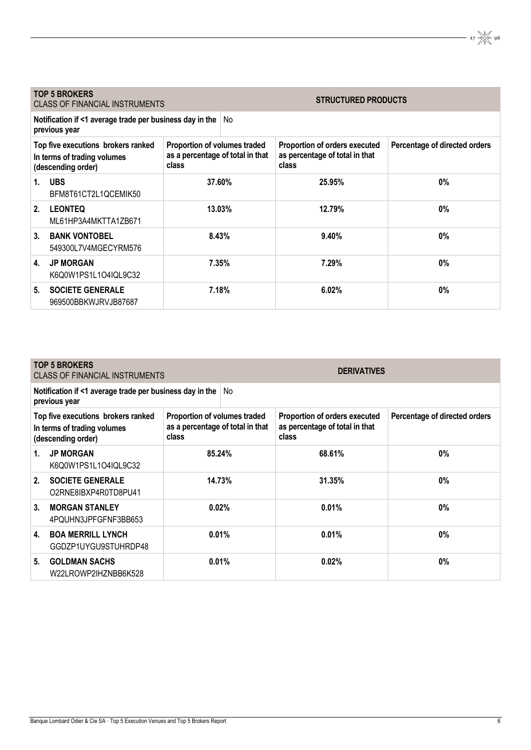| TOP 5 BROKERS<br>CLASS OF FINANCIAL INSTRUMENTS | | STRUCTURED PRODUCTS | |
|---|---|---|---|
| **Notification if <1 average trade per business day in the previous year** | No | | |
| **Top five executions brokers ranked In terms of trading volumes (descending order)** | **Proportion of volumes traded as a percentage of total in that class** | **Proportion of orders executed as percentage of total in that class** | **Percentage of directed orders** |
| **1. UBS**<br>BFM8T61CT2L1QCEMIK50 | **37.60%** | **25.95%** | **0%** |
| **2. LEONTEQ**<br>ML61HP3A4MKTTA1ZB671 | **13.03%** | **12.79%** | **0%** |
| **3. BANK VONTOBEL**<br>549300L7V4MGECYRM576 | **8.43%** | **9.40%** | **0%** |
| **4. JP MORGAN**<br>K6Q0W1PS1L1O4IQL9C32 | **7.35%** | **7.29%** | **0%** |
| **5. SOCIETE GENERALE**<br>969500BBKWJRVJB87687 | **7.18%** | **6.02%** | **0%** |

| TOP 5 BROKERS<br>CLASS OF FINANCIAL INSTRUMENTS | | DERIVATIVES | |
|---|---|---|---|
| **Notification if <1 average trade per business day in the previous year** | No | | |
| **Top five executions brokers ranked In terms of trading volumes (descending order)** | **Proportion of volumes traded as a percentage of total in that class** | **Proportion of orders executed as percentage of total in that class** | **Percentage of directed orders** |
| **1. JP MORGAN**<br>K6Q0W1PS1L1O4IQL9C32 | **85.24%** | **68.61%** | **0%** |
| **2. SOCIETE GENERALE**<br>O2RNE8IBXP4R0TD8PU41 | **14.73%** | **31.35%** | **0%** |
| **3. MORGAN STANLEY**<br>4PQUHN3JPFGFNF3BB653 | **0.02%** | **0.01%** | **0%** |
| **4. BOA MERRILL LYNCH**<br>GGDZP1UYGU9STUHRDP48 | **0.01%** | **0.01%** | **0%** |
| **5. GOLDMAN SACHS**<br>W22LROWP2IHZNBB6K528 | **0.01%** | **0.02%** | **0%** |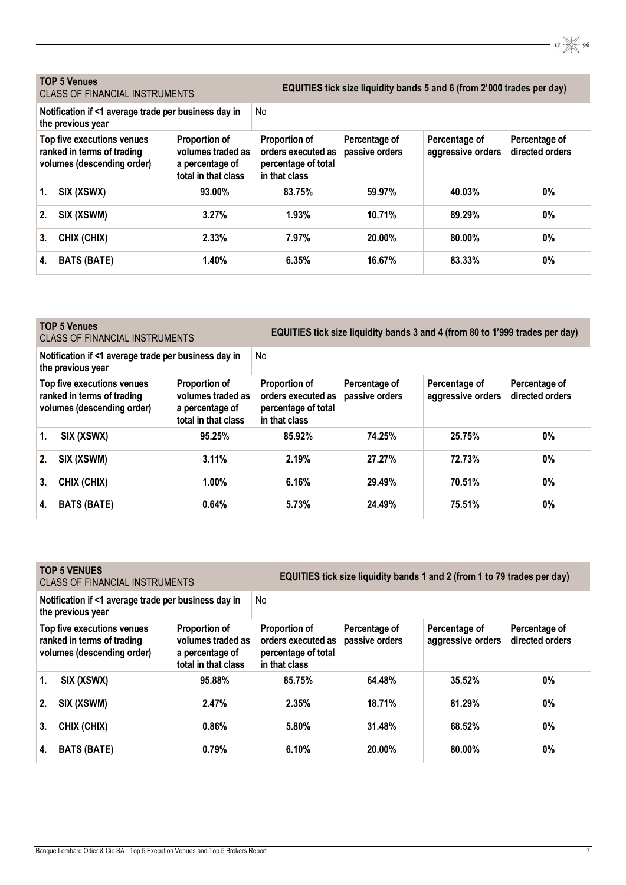| TOP 5 Venues<br>CLASS OF FINANCIAL INSTRUMENTS | | EQUITIES tick size liquidity bands 5 and 6 (from 2'000 trades per day) | | | |
|---|---|---|---|---|---|
| Notification if <1 average trade per business day in the previous year | | No | | | |
| Top five executions venues ranked in terms of trading volumes (descending order) | Proportion of volumes traded as a percentage of total in that class | Proportion of orders executed as percentage of total in that class | Percentage of passive orders | Percentage of aggressive orders | Percentage of directed orders |
| 1. SIX (XSWX) | 93.00% | 83.75% | 59.97% | 40.03% | 0% |
| 2. SIX (XSWM) | 3.27% | 1.93% | 10.71% | 89.29% | 0% |
| 3. CHIX (CHIX) | 2.33% | 7.97% | 20.00% | 80.00% | 0% |
| 4. BATS (BATE) | 1.40% | 6.35% | 16.67% | 83.33% | 0% |

| TOP 5 Venues<br>CLASS OF FINANCIAL INSTRUMENTS | | EQUITIES tick size liquidity bands 3 and 4 (from 80 to 1'999 trades per day) | | | |
|---|---|---|---|---|---|
| Notification if <1 average trade per business day in the previous year | | No | | | |
| Top five executions venues ranked in terms of trading volumes (descending order) | Proportion of volumes traded as a percentage of total in that class | Proportion of orders executed as percentage of total in that class | Percentage of passive orders | Percentage of aggressive orders | Percentage of directed orders |
| 1. SIX (XSWX) | 95.25% | 85.92% | 74.25% | 25.75% | 0% |
| 2. SIX (XSWM) | 3.11% | 2.19% | 27.27% | 72.73% | 0% |
| 3. CHIX (CHIX) | 1.00% | 6.16% | 29.49% | 70.51% | 0% |
| 4. BATS (BATE) | 0.64% | 5.73% | 24.49% | 75.51% | 0% |

| TOP 5 VENUES<br>CLASS OF FINANCIAL INSTRUMENTS | | EQUITIES tick size liquidity bands 1 and 2 (from 1 to 79 trades per day) | | | |
|---|---|---|---|---|---|
| Notification if <1 average trade per business day in the previous year | | No | | | |
| Top five executions venues ranked in terms of trading volumes (descending order) | Proportion of volumes traded as a percentage of total in that class | Proportion of orders executed as percentage of total in that class | Percentage of passive orders | Percentage of aggressive orders | Percentage of directed orders |
| 1. SIX (XSWX) | 95.88% | 85.75% | 64.48% | 35.52% | 0% |
| 2. SIX (XSWM) | 2.47% | 2.35% | 18.71% | 81.29% | 0% |
| 3. CHIX (CHIX) | 0.86% | 5.80% | 31.48% | 68.52% | 0% |
| 4. BATS (BATE) | 0.79% | 6.10% | 20.00% | 80.00% | 0% |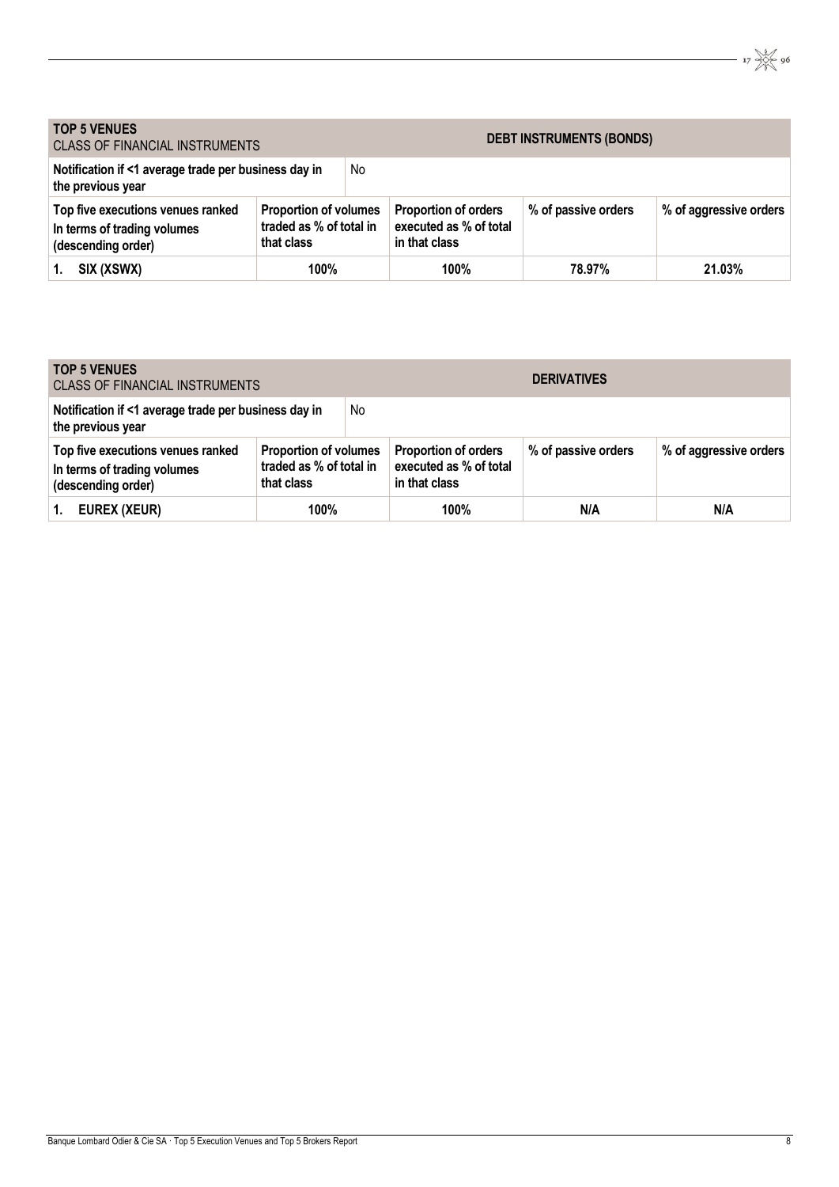| TOP 5 VENUES CLASS OF FINANCIAL INSTRUMENTS | | DEBT INSTRUMENTS (BONDS) | | |
|---|---|---|---|---|
| **Notification if <1 average trade per business day in the previous year** | No | | | |
| **Top five executions venues ranked In terms of trading volumes (descending order)** | **Proportion of volumes traded as % of total in that class** | **Proportion of orders executed as % of total in that class** | **% of passive orders** | **% of aggressive orders** |
| **1. SIX (XSWX)** | **100%** | **100%** | **78.97%** | **21.03%** |

| TOP 5 VENUES CLASS OF FINANCIAL INSTRUMENTS | | DERIVATIVES | | |
|---|---|---|---|---|
| **Notification if <1 average trade per business day in the previous year** | No | | | |
| **Top five executions venues ranked In terms of trading volumes (descending order)** | **Proportion of volumes traded as % of total in that class** | **Proportion of orders executed as % of total in that class** | **% of passive orders** | **% of aggressive orders** |
| **1. EUREX (XEUR)** | **100%** | **100%** | **N/A** | **N/A** |